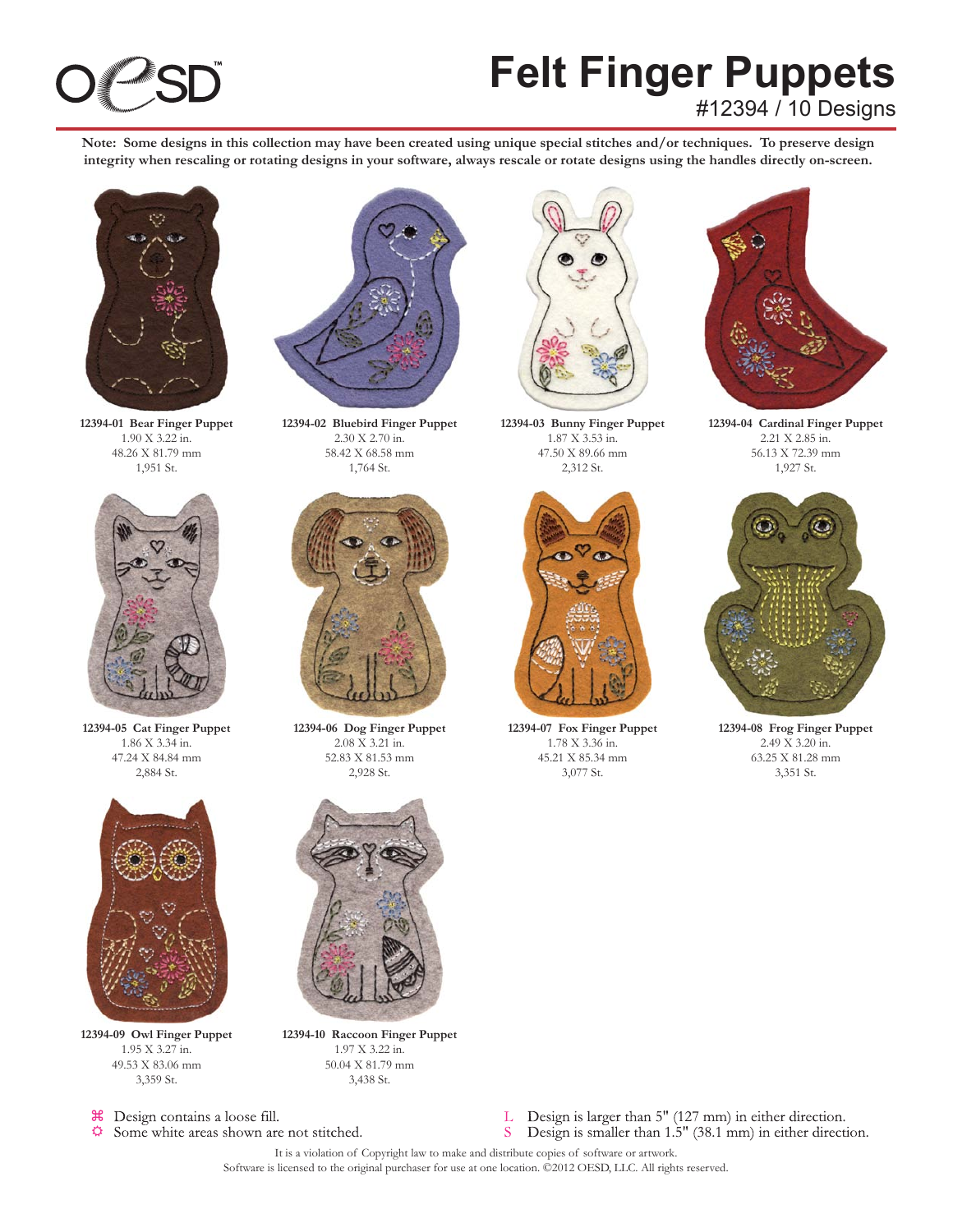OESD™

# Felt Finger Puppets

#12394 / 10 Designs

**Note: Some designs in this collection may have been created using unique special stitches and/or techniques. To preserve design integrity when rescaling or rotating designs in your software, always rescale or rotate designs using the handles directly on-screen.**

**12394-01 Bear Finger Puppet**
1.90 X 3.22 in.
48.26 X 81.79 mm
1,951 St.

**12394-02 Bluebird Finger Puppet**
2.30 X 2.70 in.
58.42 X 68.58 mm
1,764 St.

**12394-03 Bunny Finger Puppet**
1.87 X 3.53 in.
47.50 X 89.66 mm
2,312 St.

**12394-04 Cardinal Finger Puppet**
2.21 X 2.85 in.
56.13 X 72.39 mm
1,927 St.

**12394-05 Cat Finger Puppet**
1.86 X 3.34 in.
47.24 X 84.84 mm
2,884 St.

**12394-06 Dog Finger Puppet**
2.08 X 3.21 in.
52.83 X 81.53 mm
2,928 St.

**12394-07 Fox Finger Puppet**
1.78 X 3.36 in.
45.21 X 85.34 mm
3,077 St.

**12394-08 Frog Finger Puppet**
2.49 X 3.20 in.
63.25 X 81.28 mm
3,351 St.

**12394-09 Owl Finger Puppet**
1.95 X 3.27 in.
49.53 X 83.06 mm
3,359 St.

**12394-10 Raccoon Finger Puppet**
1.97 X 3.22 in.
50.04 X 81.79 mm
3,438 St.

⌘ Design contains a loose fill.
☼ Some white areas shown are not stitched.

L Design is larger than 5" (127 mm) in either direction.
S Design is smaller than 1.5" (38.1 mm) in either direction.

It is a violation of Copyright law to make and distribute copies of software or artwork.
Software is licensed to the original purchaser for use at one location. ©2012 OESD, LLC. All rights reserved.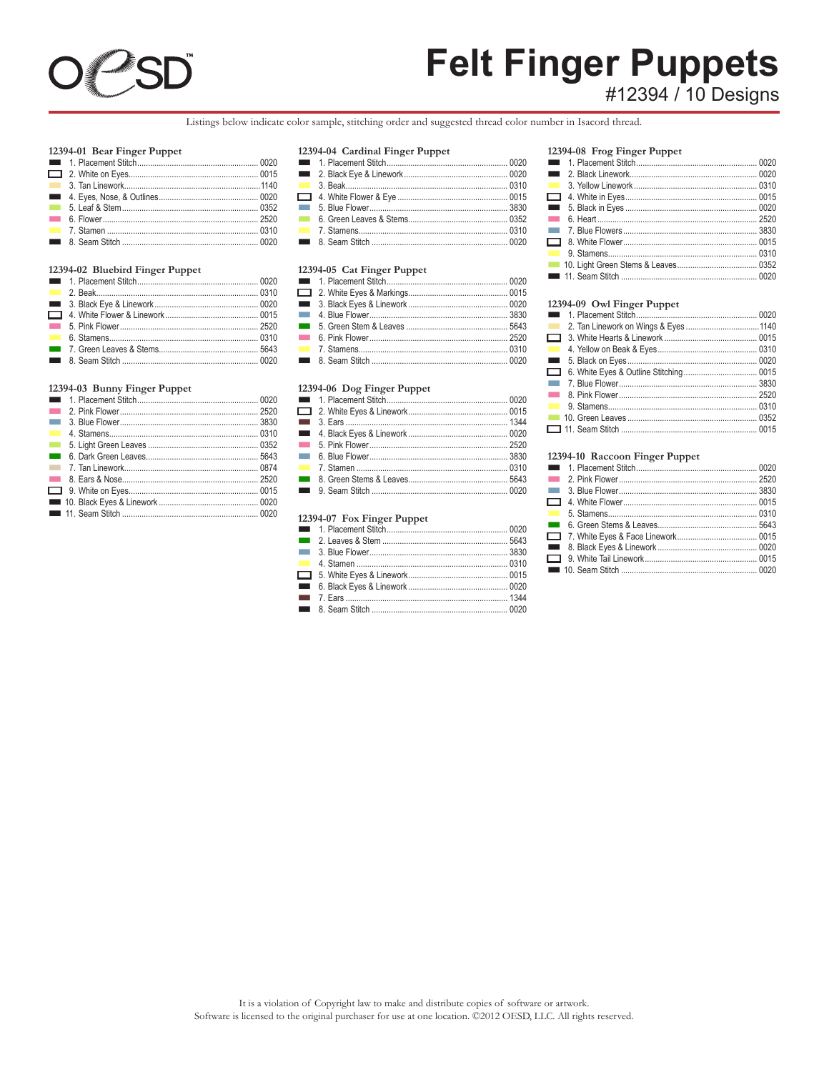# Felt Finger Puppets

## #12394 / 10 Designs

Listings below indicate color sample, stitching order and suggested thread color number in Isacord thread.

### 12394-01 Bear Finger Puppet

1. Placement Stitch ........ 0020
2. White on Eyes ........ 0015
3. Tan Linework ........ 1140
4. Eyes, Nose, & Outlines ........ 0020
5. Leaf & Stem ........ 0352
6. Flower ........ 2520
7. Stamen ........ 0310
8. Seam Stitch ........ 0020

### 12394-02 Bluebird Finger Puppet

1. Placement Stitch ........ 0020
2. Beak ........ 0310
3. Black Eye & Linework ........ 0020
4. White Flower & Linework ........ 0015
5. Pink Flower ........ 2520
6. Stamens ........ 0310
7. Green Leaves & Stems ........ 5643
8. Seam Stitch ........ 0020

### 12394-03 Bunny Finger Puppet

1. Placement Stitch ........ 0020
2. Pink Flower ........ 2520
3. Blue Flower ........ 3830
4. Stamens ........ 0310
5. Light Green Leaves ........ 0352
6. Dark Green Leaves ........ 5643
7. Tan Linework ........ 0874
8. Ears & Nose ........ 2520
9. White on Eyes ........ 0015
10. Black Eyes & Linework ........ 0020
11. Seam Stitch ........ 0020

### 12394-04 Cardinal Finger Puppet

1. Placement Stitch ........ 0020
2. Black Eye & Linework ........ 0020
3. Beak ........ 0310
4. White Flower & Eye ........ 0015
5. Blue Flower ........ 3830
6. Green Leaves & Stems ........ 0352
7. Stamens ........ 0310
8. Seam Stitch ........ 0020

### 12394-05 Cat Finger Puppet

1. Placement Stitch ........ 0020
2. White Eyes & Markings ........ 0015
3. Black Eyes & Linework ........ 0020
4. Blue Flower ........ 3830
5. Green Stem & Leaves ........ 5643
6. Pink Flower ........ 2520
7. Stamens ........ 0310
8. Seam Stitch ........ 0020

### 12394-06 Dog Finger Puppet

1. Placement Stitch ........ 0020
2. White Eyes & Linework ........ 0015
3. Ears ........ 1344
4. Black Eyes & Linework ........ 0020
5. Pink Flower ........ 2520
6. Blue Flower ........ 3830
7. Stamen ........ 0310
8. Green Stems & Leaves ........ 5643
9. Seam Stitch ........ 0020

### 12394-07 Fox Finger Puppet

1. Placement Stitch ........ 0020
2. Leaves & Stem ........ 5643
3. Blue Flower ........ 3830
4. Stamen ........ 0310
5. White Eyes & Linework ........ 0015
6. Black Eyes & Linework ........ 0020
7. Ears ........ 1344
8. Seam Stitch ........ 0020

### 12394-08 Frog Finger Puppet

1. Placement Stitch ........ 0020
2. Black Linework ........ 0020
3. Yellow Linework ........ 0310
4. White in Eyes ........ 0015
5. Black in Eyes ........ 0020
6. Heart ........ 2520
7. Blue Flowers ........ 3830
8. White Flower ........ 0015
9. Stamens ........ 0310
10. Light Green Stems & Leaves ........ 0352
11. Seam Stitch ........ 0020

### 12394-09 Owl Finger Puppet

1. Placement Stitch ........ 0020
2. Tan Linework on Wings & Eyes ........ 1140
3. White Hearts & Linework ........ 0015
4. Yellow on Beak & Eyes ........ 0310
5. Black on Eyes ........ 0020
6. White Eyes & Outline Stitching ........ 0015
7. Blue Flower ........ 3830
8. Pink Flower ........ 2520
9. Stamens ........ 0310
10. Green Leaves ........ 0352
11. Seam Stitch ........ 0015

### 12394-10 Raccoon Finger Puppet

1. Placement Stitch ........ 0020
2. Pink Flower ........ 2520
3. Blue Flower ........ 3830
4. White Flower ........ 0015
5. Stamens ........ 0310
6. Green Stems & Leaves ........ 5643
7. White Eyes & Face Linework ........ 0015
8. Black Eyes & Linework ........ 0020
9. White Tail Linework ........ 0015
10. Seam Stitch ........ 0020

It is a violation of Copyright law to make and distribute copies of software or artwork.
Software is licensed to the original purchaser for use at one location. ©2012 OESD, LLC. All rights reserved.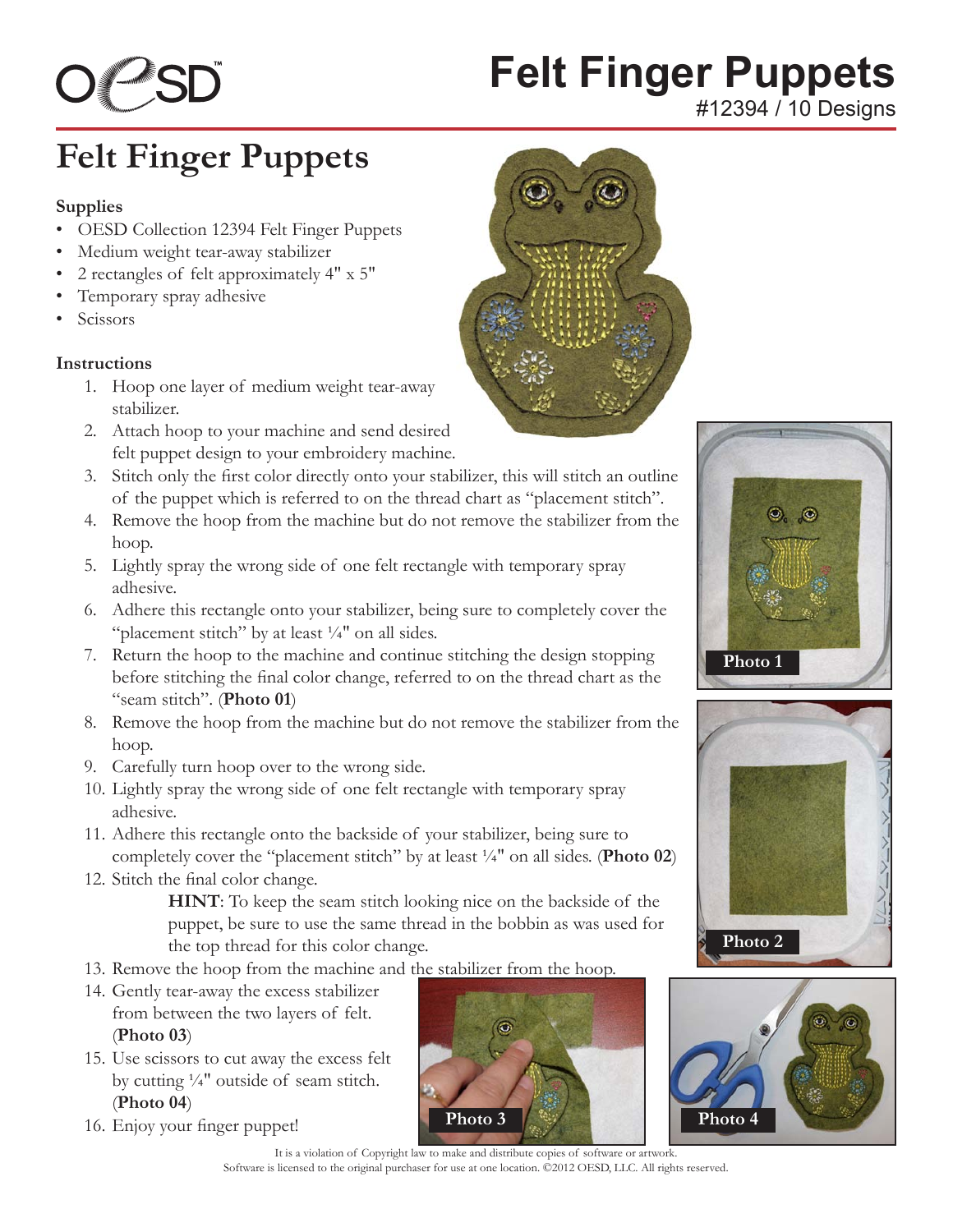# Felt Finger Puppets

#12394 / 10 Designs

## Felt Finger Puppets

### Supplies

- OESD Collection 12394 Felt Finger Puppets
- Medium weight tear-away stabilizer
- 2 rectangles of felt approximately 4" x 5"
- Temporary spray adhesive
- Scissors

### Instructions

1. Hoop one layer of medium weight tear-away stabilizer.
2. Attach hoop to your machine and send desired felt puppet design to your embroidery machine.
3. Stitch only the first color directly onto your stabilizer, this will stitch an outline of the puppet which is referred to on the thread chart as "placement stitch".
4. Remove the hoop from the machine but do not remove the stabilizer from the hoop.
5. Lightly spray the wrong side of one felt rectangle with temporary spray adhesive.
6. Adhere this rectangle onto your stabilizer, being sure to completely cover the "placement stitch" by at least ¼" on all sides.
7. Return the hoop to the machine and continue stitching the design stopping before stitching the final color change, referred to on the thread chart as the "seam stitch". (**Photo 01**)
8. Remove the hoop from the machine but do not remove the stabilizer from the hoop.
9. Carefully turn hoop over to the wrong side.
10. Lightly spray the wrong side of one felt rectangle with temporary spray adhesive.
11. Adhere this rectangle onto the backside of your stabilizer, being sure to completely cover the "placement stitch" by at least ¼" on all sides. (**Photo 02**)
12. Stitch the final color change.

    **HINT**: To keep the seam stitch looking nice on the backside of the puppet, be sure to use the same thread in the bobbin as was used for the top thread for this color change.

13. Remove the hoop from the machine and the stabilizer from the hoop.
14. Gently tear-away the excess stabilizer from between the two layers of felt. (**Photo 03**)
15. Use scissors to cut away the excess felt by cutting ¼" outside of seam stitch. (**Photo 04**)
16. Enjoy your finger puppet!

Photo 1

Photo 2

Photo 3

Photo 4

It is a violation of Copyright law to make and distribute copies of software or artwork.
Software is licensed to the original purchaser for use at one location. ©2012 OESD, LLC. All rights reserved.